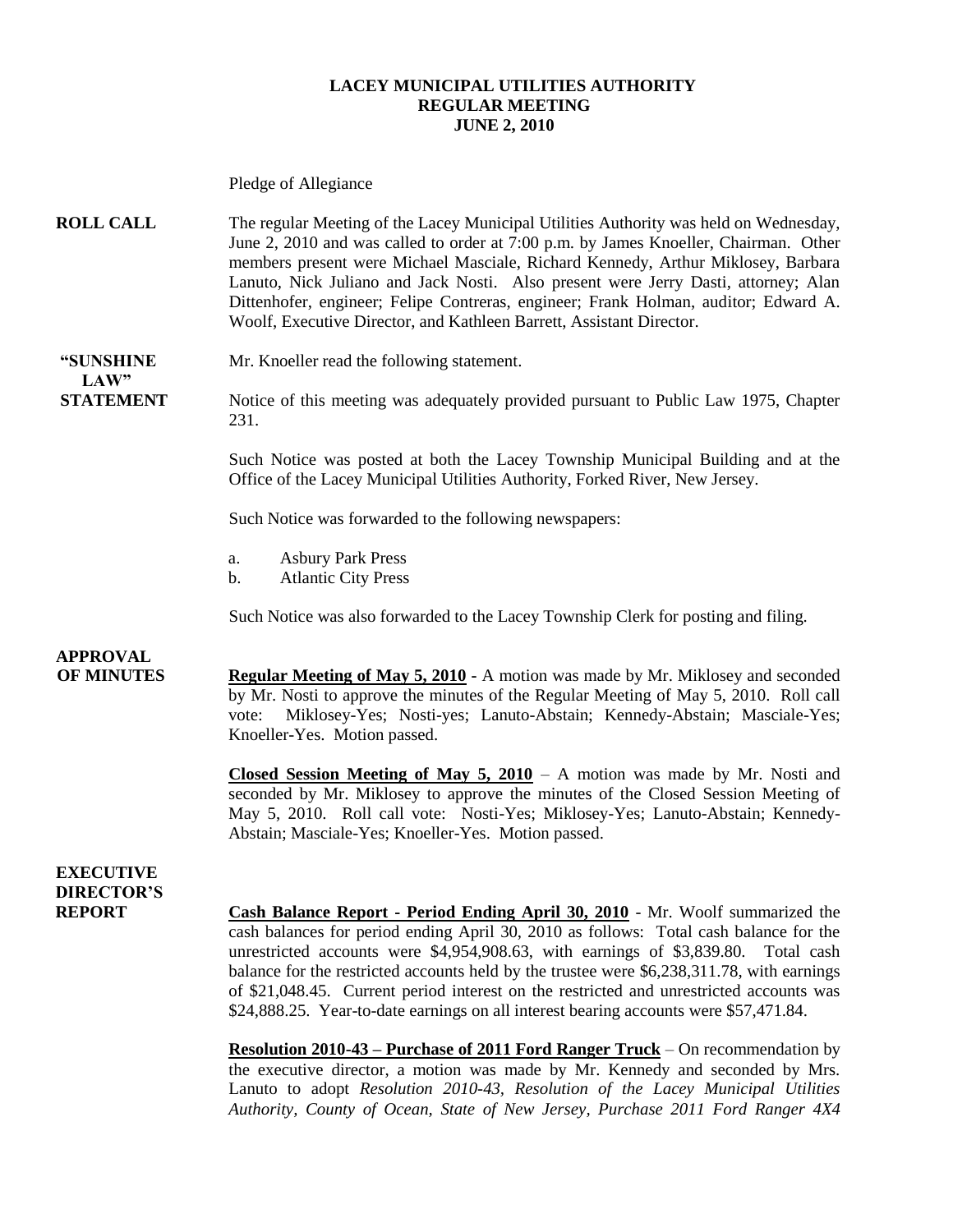**LACEY MUNICIPAL UTILITIES AUTHORITY**
**REGULAR MEETING**
**JUNE 2, 2010**

Pledge of Allegiance

**ROLL CALL** The regular Meeting of the Lacey Municipal Utilities Authority was held on Wednesday, June 2, 2010 and was called to order at 7:00 p.m. by James Knoeller, Chairman. Other members present were Michael Masciale, Richard Kennedy, Arthur Miklosey, Barbara Lanuto, Nick Juliano and Jack Nosti. Also present were Jerry Dasti, attorney; Alan Dittenhofer, engineer; Felipe Contreras, engineer; Frank Holman, auditor; Edward A. Woolf, Executive Director, and Kathleen Barrett, Assistant Director.

**"SUNSHINE LAW" STATEMENT** Mr. Knoeller read the following statement.

Notice of this meeting was adequately provided pursuant to Public Law 1975, Chapter 231.

Such Notice was posted at both the Lacey Township Municipal Building and at the Office of the Lacey Municipal Utilities Authority, Forked River, New Jersey.

Such Notice was forwarded to the following newspapers:

a. Asbury Park Press
b. Atlantic City Press

Such Notice was also forwarded to the Lacey Township Clerk for posting and filing.

**APPROVAL OF MINUTES**

**Regular Meeting of May 5, 2010** - A motion was made by Mr. Miklosey and seconded by Mr. Nosti to approve the minutes of the Regular Meeting of May 5, 2010. Roll call vote: Miklosey-Yes; Nosti-yes; Lanuto-Abstain; Kennedy-Abstain; Masciale-Yes; Knoeller-Yes. Motion passed.

**Closed Session Meeting of May 5, 2010** – A motion was made by Mr. Nosti and seconded by Mr. Miklosey to approve the minutes of the Closed Session Meeting of May 5, 2010. Roll call vote: Nosti-Yes; Miklosey-Yes; Lanuto-Abstain; Kennedy-Abstain; Masciale-Yes; Knoeller-Yes. Motion passed.

**EXECUTIVE DIRECTOR'S REPORT**

**Cash Balance Report - Period Ending April 30, 2010** - Mr. Woolf summarized the cash balances for period ending April 30, 2010 as follows: Total cash balance for the unrestricted accounts were $4,954,908.63, with earnings of $3,839.80. Total cash balance for the restricted accounts held by the trustee were $6,238,311.78, with earnings of $21,048.45. Current period interest on the restricted and unrestricted accounts was $24,888.25. Year-to-date earnings on all interest bearing accounts were $57,471.84.

**Resolution 2010-43 – Purchase of 2011 Ford Ranger Truck** – On recommendation by the executive director, a motion was made by Mr. Kennedy and seconded by Mrs. Lanuto to adopt *Resolution 2010-43, Resolution of the Lacey Municipal Utilities Authority, County of Ocean, State of New Jersey, Purchase 2011 Ford Ranger 4X4*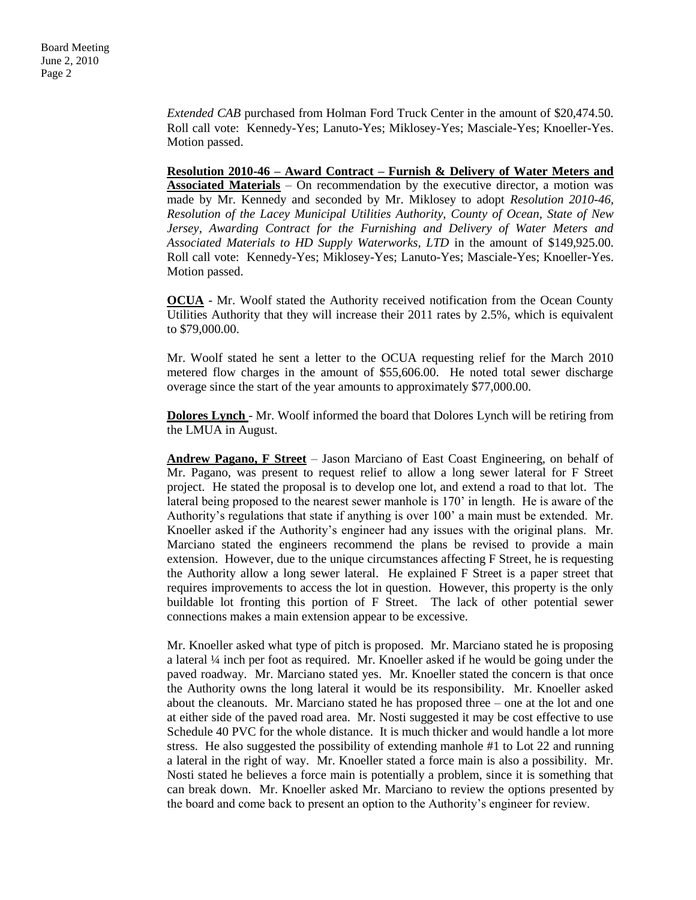*Extended CAB* purchased from Holman Ford Truck Center in the amount of $20,474.50. Roll call vote: Kennedy-Yes; Lanuto-Yes; Miklosey-Yes; Masciale-Yes; Knoeller-Yes. Motion passed.

**Resolution 2010-46 – Award Contract – Furnish & Delivery of Water Meters and Associated Materials** – On recommendation by the executive director, a motion was made by Mr. Kennedy and seconded by Mr. Miklosey to adopt *Resolution 2010-46, Resolution of the Lacey Municipal Utilities Authority, County of Ocean, State of New Jersey, Awarding Contract for the Furnishing and Delivery of Water Meters and Associated Materials to HD Supply Waterworks, LTD* in the amount of $149,925.00. Roll call vote: Kennedy-Yes; Miklosey-Yes; Lanuto-Yes; Masciale-Yes; Knoeller-Yes. Motion passed.

**OCUA** - Mr. Woolf stated the Authority received notification from the Ocean County Utilities Authority that they will increase their 2011 rates by 2.5%, which is equivalent to $79,000.00.

Mr. Woolf stated he sent a letter to the OCUA requesting relief for the March 2010 metered flow charges in the amount of $55,606.00. He noted total sewer discharge overage since the start of the year amounts to approximately $77,000.00.

**Dolores Lynch** - Mr. Woolf informed the board that Dolores Lynch will be retiring from the LMUA in August.

**Andrew Pagano, F Street** – Jason Marciano of East Coast Engineering, on behalf of Mr. Pagano, was present to request relief to allow a long sewer lateral for F Street project. He stated the proposal is to develop one lot, and extend a road to that lot. The lateral being proposed to the nearest sewer manhole is 170' in length. He is aware of the Authority's regulations that state if anything is over 100' a main must be extended. Mr. Knoeller asked if the Authority's engineer had any issues with the original plans. Mr. Marciano stated the engineers recommend the plans be revised to provide a main extension. However, due to the unique circumstances affecting F Street, he is requesting the Authority allow a long sewer lateral. He explained F Street is a paper street that requires improvements to access the lot in question. However, this property is the only buildable lot fronting this portion of F Street. The lack of other potential sewer connections makes a main extension appear to be excessive.

Mr. Knoeller asked what type of pitch is proposed. Mr. Marciano stated he is proposing a lateral ¼ inch per foot as required. Mr. Knoeller asked if he would be going under the paved roadway. Mr. Marciano stated yes. Mr. Knoeller stated the concern is that once the Authority owns the long lateral it would be its responsibility. Mr. Knoeller asked about the cleanouts. Mr. Marciano stated he has proposed three – one at the lot and one at either side of the paved road area. Mr. Nosti suggested it may be cost effective to use Schedule 40 PVC for the whole distance. It is much thicker and would handle a lot more stress. He also suggested the possibility of extending manhole #1 to Lot 22 and running a lateral in the right of way. Mr. Knoeller stated a force main is also a possibility. Mr. Nosti stated he believes a force main is potentially a problem, since it is something that can break down. Mr. Knoeller asked Mr. Marciano to review the options presented by the board and come back to present an option to the Authority's engineer for review.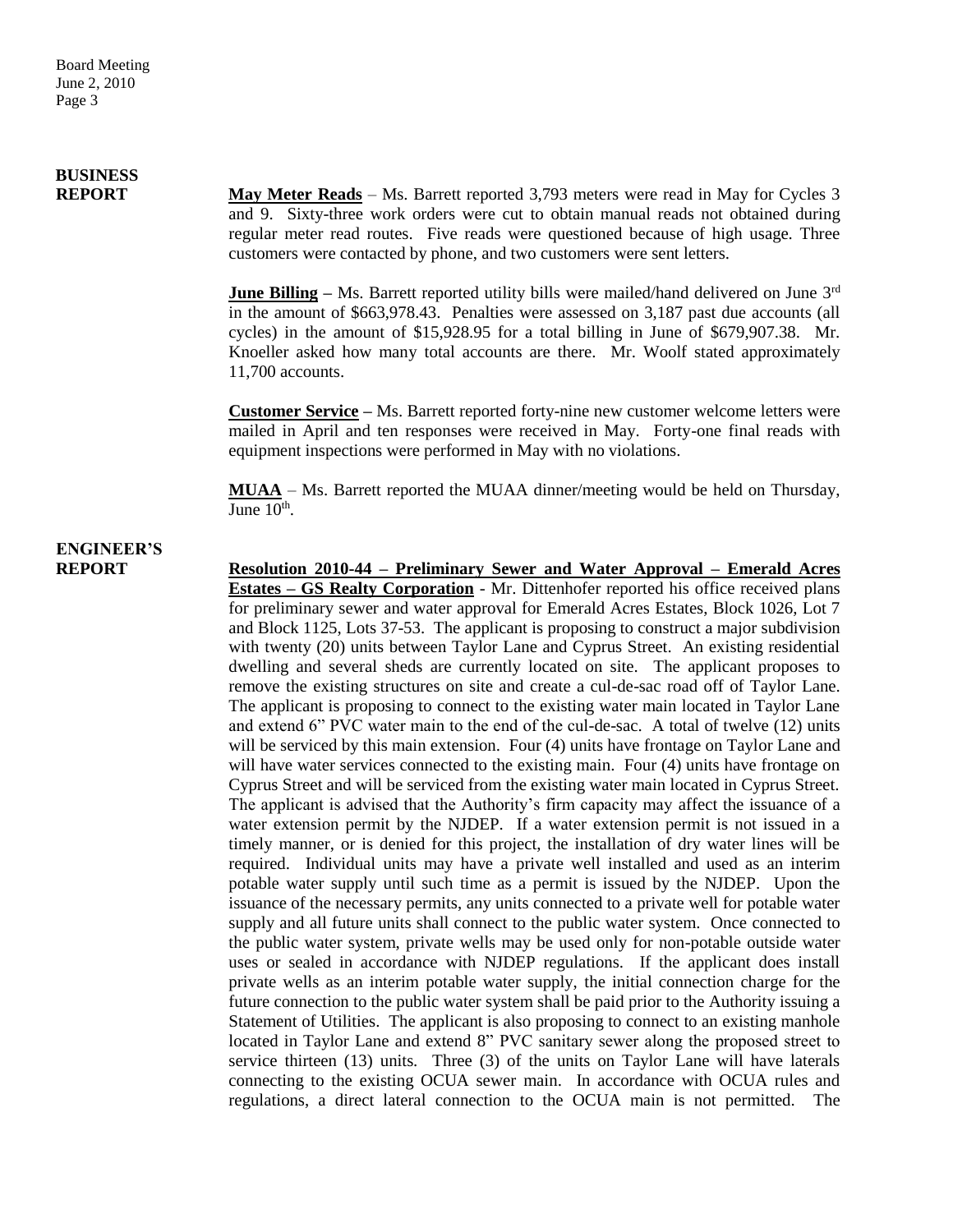## BUSINESS REPORT

**May Meter Reads** – Ms. Barrett reported 3,793 meters were read in May for Cycles 3 and 9. Sixty-three work orders were cut to obtain manual reads not obtained during regular meter read routes. Five reads were questioned because of high usage. Three customers were contacted by phone, and two customers were sent letters.

**June Billing** – Ms. Barrett reported utility bills were mailed/hand delivered on June 3rd in the amount of $663,978.43. Penalties were assessed on 3,187 past due accounts (all cycles) in the amount of $15,928.95 for a total billing in June of $679,907.38. Mr. Knoeller asked how many total accounts are there. Mr. Woolf stated approximately 11,700 accounts.

**Customer Service** – Ms. Barrett reported forty-nine new customer welcome letters were mailed in April and ten responses were received in May. Forty-one final reads with equipment inspections were performed in May with no violations.

**MUAA** – Ms. Barrett reported the MUAA dinner/meeting would be held on Thursday, June 10th.

## ENGINEER'S REPORT

**Resolution 2010-44 – Preliminary Sewer and Water Approval – Emerald Acres Estates – GS Realty Corporation** - Mr. Dittenhofer reported his office received plans for preliminary sewer and water approval for Emerald Acres Estates, Block 1026, Lot 7 and Block 1125, Lots 37-53. The applicant is proposing to construct a major subdivision with twenty (20) units between Taylor Lane and Cyprus Street. An existing residential dwelling and several sheds are currently located on site. The applicant proposes to remove the existing structures on site and create a cul-de-sac road off of Taylor Lane. The applicant is proposing to connect to the existing water main located in Taylor Lane and extend 6" PVC water main to the end of the cul-de-sac. A total of twelve (12) units will be serviced by this main extension. Four (4) units have frontage on Taylor Lane and will have water services connected to the existing main. Four (4) units have frontage on Cyprus Street and will be serviced from the existing water main located in Cyprus Street. The applicant is advised that the Authority's firm capacity may affect the issuance of a water extension permit by the NJDEP. If a water extension permit is not issued in a timely manner, or is denied for this project, the installation of dry water lines will be required. Individual units may have a private well installed and used as an interim potable water supply until such time as a permit is issued by the NJDEP. Upon the issuance of the necessary permits, any units connected to a private well for potable water supply and all future units shall connect to the public water system. Once connected to the public water system, private wells may be used only for non-potable outside water uses or sealed in accordance with NJDEP regulations. If the applicant does install private wells as an interim potable water supply, the initial connection charge for the future connection to the public water system shall be paid prior to the Authority issuing a Statement of Utilities. The applicant is also proposing to connect to an existing manhole located in Taylor Lane and extend 8" PVC sanitary sewer along the proposed street to service thirteen (13) units. Three (3) of the units on Taylor Lane will have laterals connecting to the existing OCUA sewer main. In accordance with OCUA rules and regulations, a direct lateral connection to the OCUA main is not permitted. The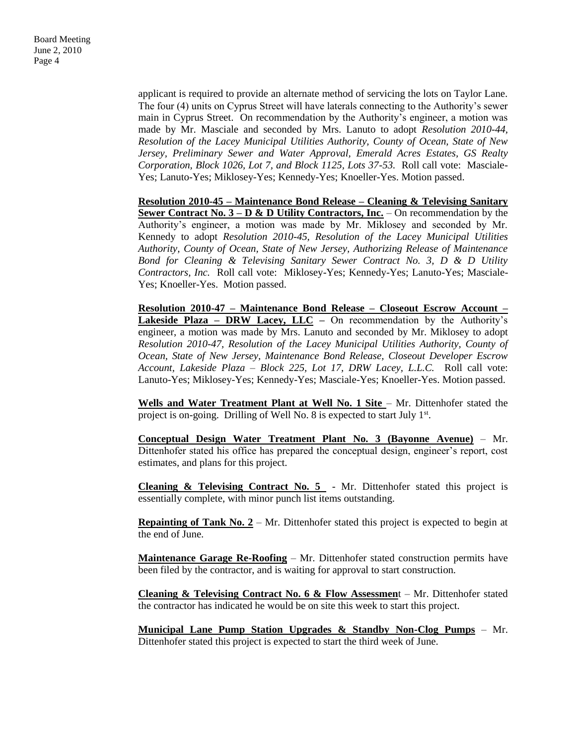applicant is required to provide an alternate method of servicing the lots on Taylor Lane. The four (4) units on Cyprus Street will have laterals connecting to the Authority's sewer main in Cyprus Street. On recommendation by the Authority's engineer, a motion was made by Mr. Masciale and seconded by Mrs. Lanuto to adopt *Resolution 2010-44, Resolution of the Lacey Municipal Utilities Authority, County of Ocean, State of New Jersey, Preliminary Sewer and Water Approval, Emerald Acres Estates, GS Realty Corporation, Block 1026, Lot 7, and Block 1125, Lots 37-53.* Roll call vote: Masciale-Yes; Lanuto-Yes; Miklosey-Yes; Kennedy-Yes; Knoeller-Yes. Motion passed.

**Resolution 2010-45 – Maintenance Bond Release – Cleaning & Televising Sanitary Sewer Contract No. 3 – D & D Utility Contractors, Inc.** – On recommendation by the Authority's engineer, a motion was made by Mr. Miklosey and seconded by Mr. Kennedy to adopt *Resolution 2010-45, Resolution of the Lacey Municipal Utilities Authority, County of Ocean, State of New Jersey, Authorizing Release of Maintenance Bond for Cleaning & Televising Sanitary Sewer Contract No. 3, D & D Utility Contractors, Inc.* Roll call vote: Miklosey-Yes; Kennedy-Yes; Lanuto-Yes; Masciale-Yes; Knoeller-Yes. Motion passed.

**Resolution 2010-47 – Maintenance Bond Release – Closeout Escrow Account – Lakeside Plaza – DRW Lacey, LLC** – On recommendation by the Authority's engineer, a motion was made by Mrs. Lanuto and seconded by Mr. Miklosey to adopt *Resolution 2010-47, Resolution of the Lacey Municipal Utilities Authority, County of Ocean, State of New Jersey, Maintenance Bond Release, Closeout Developer Escrow Account, Lakeside Plaza – Block 225, Lot 17, DRW Lacey, L.L.C.* Roll call vote: Lanuto-Yes; Miklosey-Yes; Kennedy-Yes; Masciale-Yes; Knoeller-Yes. Motion passed.

**Wells and Water Treatment Plant at Well No. 1 Site** – Mr. Dittenhofer stated the project is on-going. Drilling of Well No. 8 is expected to start July 1st.

**Conceptual Design Water Treatment Plant No. 3 (Bayonne Avenue)** – Mr. Dittenhofer stated his office has prepared the conceptual design, engineer's report, cost estimates, and plans for this project.

**Cleaning & Televising Contract No. 5** - Mr. Dittenhofer stated this project is essentially complete, with minor punch list items outstanding.

**Repainting of Tank No. 2** – Mr. Dittenhofer stated this project is expected to begin at the end of June.

**Maintenance Garage Re-Roofing** – Mr. Dittenhofer stated construction permits have been filed by the contractor, and is waiting for approval to start construction.

**Cleaning & Televising Contract No. 6 & Flow Assessment** – Mr. Dittenhofer stated the contractor has indicated he would be on site this week to start this project.

**Municipal Lane Pump Station Upgrades & Standby Non-Clog Pumps** – Mr. Dittenhofer stated this project is expected to start the third week of June.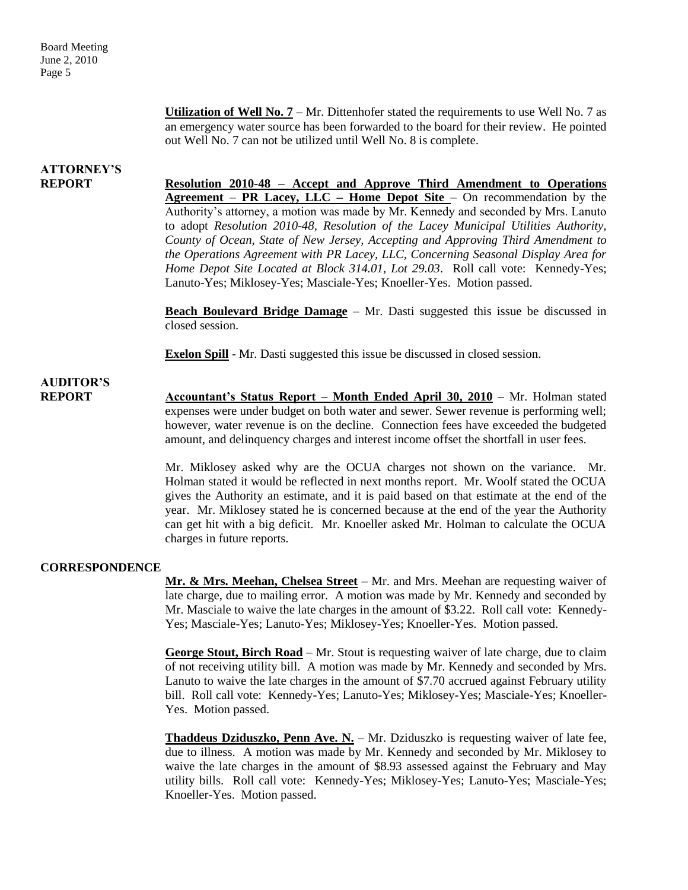**Utilization of Well No. 7** – Mr. Dittenhofer stated the requirements to use Well No. 7 as an emergency water source has been forwarded to the board for their review. He pointed out Well No. 7 can not be utilized until Well No. 8 is complete.

## ATTORNEY'S REPORT

**Resolution 2010-48 – Accept and Approve Third Amendment to Operations Agreement – PR Lacey, LLC – Home Depot Site** – On recommendation by the Authority's attorney, a motion was made by Mr. Kennedy and seconded by Mrs. Lanuto to adopt *Resolution 2010-48, Resolution of the Lacey Municipal Utilities Authority, County of Ocean, State of New Jersey, Accepting and Approving Third Amendment to the Operations Agreement with PR Lacey, LLC, Concerning Seasonal Display Area for Home Depot Site Located at Block 314.01, Lot 29.03*. Roll call vote: Kennedy-Yes; Lanuto-Yes; Miklosey-Yes; Masciale-Yes; Knoeller-Yes. Motion passed.

**Beach Boulevard Bridge Damage** – Mr. Dasti suggested this issue be discussed in closed session.

**Exelon Spill** - Mr. Dasti suggested this issue be discussed in closed session.

## AUDITOR'S REPORT

**Accountant's Status Report – Month Ended April 30, 2010 –** Mr. Holman stated expenses were under budget on both water and sewer. Sewer revenue is performing well; however, water revenue is on the decline. Connection fees have exceeded the budgeted amount, and delinquency charges and interest income offset the shortfall in user fees.

Mr. Miklosey asked why are the OCUA charges not shown on the variance. Mr. Holman stated it would be reflected in next months report. Mr. Woolf stated the OCUA gives the Authority an estimate, and it is paid based on that estimate at the end of the year. Mr. Miklosey stated he is concerned because at the end of the year the Authority can get hit with a big deficit. Mr. Knoeller asked Mr. Holman to calculate the OCUA charges in future reports.

## CORRESPONDENCE

**Mr. & Mrs. Meehan, Chelsea Street** – Mr. and Mrs. Meehan are requesting waiver of late charge, due to mailing error. A motion was made by Mr. Kennedy and seconded by Mr. Masciale to waive the late charges in the amount of $3.22. Roll call vote: Kennedy-Yes; Masciale-Yes; Lanuto-Yes; Miklosey-Yes; Knoeller-Yes. Motion passed.

**George Stout, Birch Road** – Mr. Stout is requesting waiver of late charge, due to claim of not receiving utility bill. A motion was made by Mr. Kennedy and seconded by Mrs. Lanuto to waive the late charges in the amount of $7.70 accrued against February utility bill. Roll call vote: Kennedy-Yes; Lanuto-Yes; Miklosey-Yes; Masciale-Yes; Knoeller-Yes. Motion passed.

**Thaddeus Dziduszko, Penn Ave. N.** – Mr. Dziduszko is requesting waiver of late fee, due to illness. A motion was made by Mr. Kennedy and seconded by Mr. Miklosey to waive the late charges in the amount of $8.93 assessed against the February and May utility bills. Roll call vote: Kennedy-Yes; Miklosey-Yes; Lanuto-Yes; Masciale-Yes; Knoeller-Yes. Motion passed.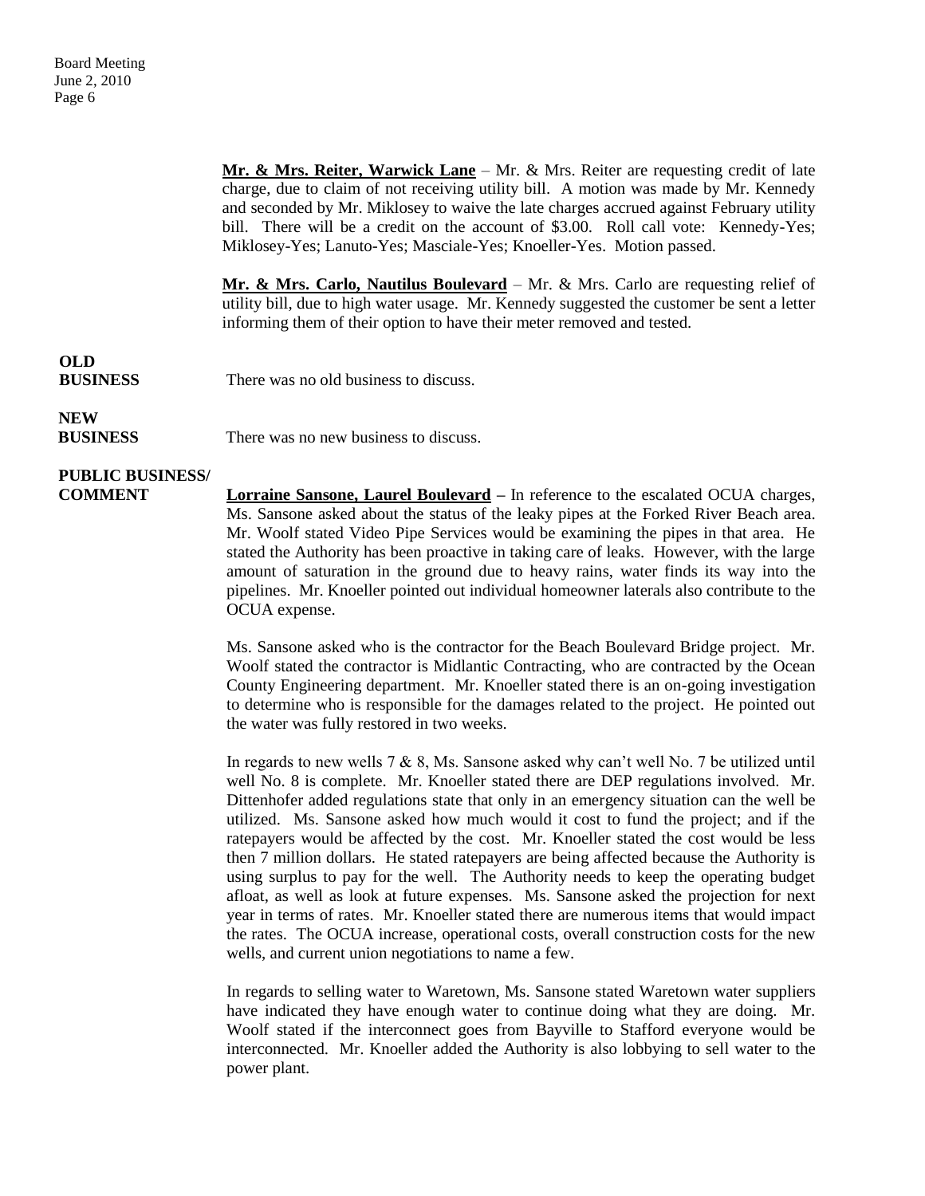**Mr. & Mrs. Reiter, Warwick Lane** – Mr. & Mrs. Reiter are requesting credit of late charge, due to claim of not receiving utility bill. A motion was made by Mr. Kennedy and seconded by Mr. Miklosey to waive the late charges accrued against February utility bill. There will be a credit on the account of $3.00. Roll call vote: Kennedy-Yes; Miklosey-Yes; Lanuto-Yes; Masciale-Yes; Knoeller-Yes. Motion passed.

**Mr. & Mrs. Carlo, Nautilus Boulevard** – Mr. & Mrs. Carlo are requesting relief of utility bill, due to high water usage. Mr. Kennedy suggested the customer be sent a letter informing them of their option to have their meter removed and tested.

**OLD BUSINESS**

There was no old business to discuss.

**NEW BUSINESS**

There was no new business to discuss.

**PUBLIC BUSINESS/ COMMENT**

**Lorraine Sansone, Laurel Boulevard** – In reference to the escalated OCUA charges, Ms. Sansone asked about the status of the leaky pipes at the Forked River Beach area. Mr. Woolf stated Video Pipe Services would be examining the pipes in that area. He stated the Authority has been proactive in taking care of leaks. However, with the large amount of saturation in the ground due to heavy rains, water finds its way into the pipelines. Mr. Knoeller pointed out individual homeowner laterals also contribute to the OCUA expense.

Ms. Sansone asked who is the contractor for the Beach Boulevard Bridge project. Mr. Woolf stated the contractor is Midlantic Contracting, who are contracted by the Ocean County Engineering department. Mr. Knoeller stated there is an on-going investigation to determine who is responsible for the damages related to the project. He pointed out the water was fully restored in two weeks.

In regards to new wells 7 & 8, Ms. Sansone asked why can't well No. 7 be utilized until well No. 8 is complete. Mr. Knoeller stated there are DEP regulations involved. Mr. Dittenhofer added regulations state that only in an emergency situation can the well be utilized. Ms. Sansone asked how much would it cost to fund the project; and if the ratepayers would be affected by the cost. Mr. Knoeller stated the cost would be less then 7 million dollars. He stated ratepayers are being affected because the Authority is using surplus to pay for the well. The Authority needs to keep the operating budget afloat, as well as look at future expenses. Ms. Sansone asked the projection for next year in terms of rates. Mr. Knoeller stated there are numerous items that would impact the rates. The OCUA increase, operational costs, overall construction costs for the new wells, and current union negotiations to name a few.

In regards to selling water to Waretown, Ms. Sansone stated Waretown water suppliers have indicated they have enough water to continue doing what they are doing. Mr. Woolf stated if the interconnect goes from Bayville to Stafford everyone would be interconnected. Mr. Knoeller added the Authority is also lobbying to sell water to the power plant.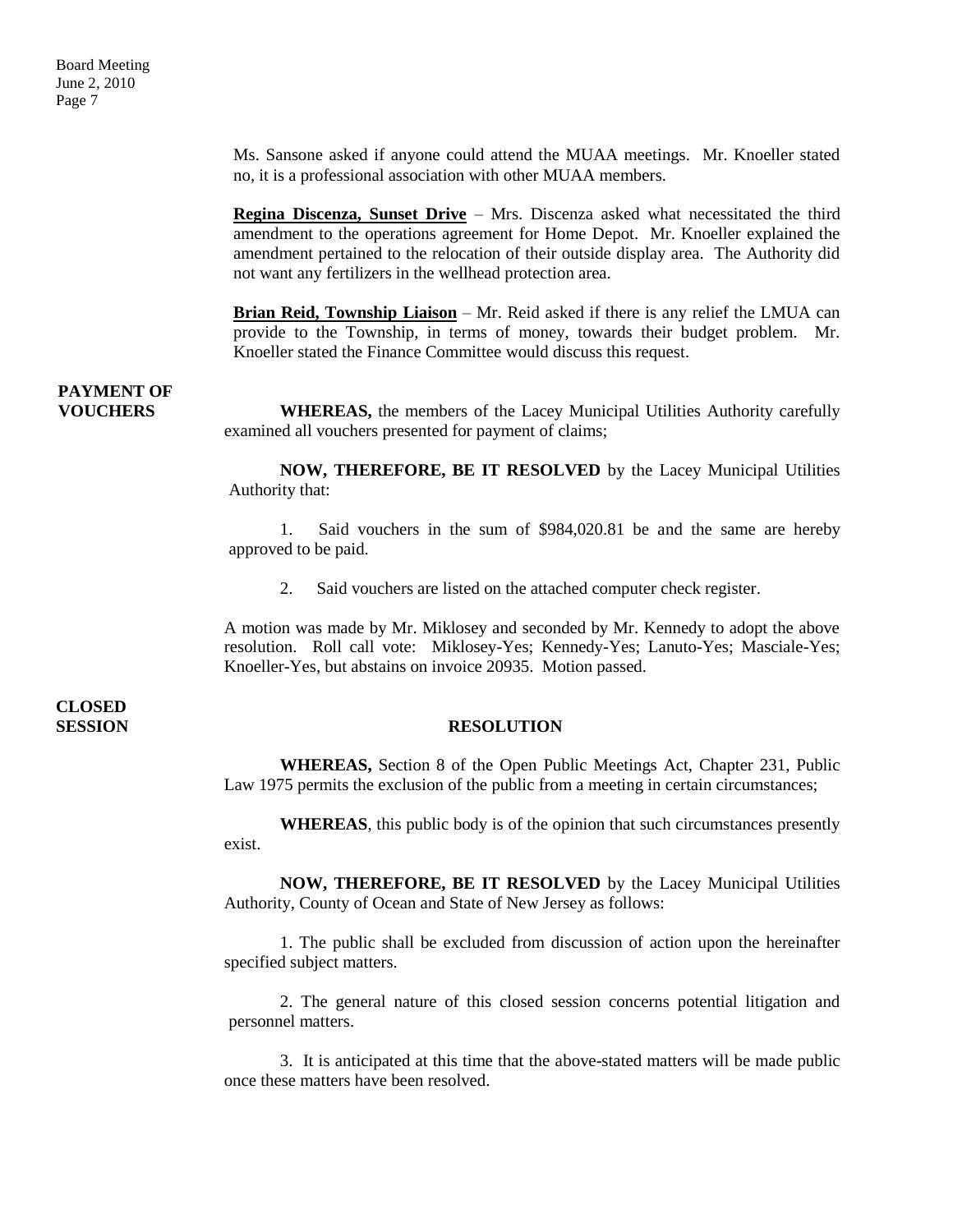Ms. Sansone asked if anyone could attend the MUAA meetings. Mr. Knoeller stated no, it is a professional association with other MUAA members.

**Regina Discenza, Sunset Drive** – Mrs. Discenza asked what necessitated the third amendment to the operations agreement for Home Depot. Mr. Knoeller explained the amendment pertained to the relocation of their outside display area. The Authority did not want any fertilizers in the wellhead protection area.

**Brian Reid, Township Liaison** – Mr. Reid asked if there is any relief the LMUA can provide to the Township, in terms of money, towards their budget problem. Mr. Knoeller stated the Finance Committee would discuss this request.

**PAYMENT OF VOUCHERS**

**WHEREAS,** the members of the Lacey Municipal Utilities Authority carefully examined all vouchers presented for payment of claims;

**NOW, THEREFORE, BE IT RESOLVED** by the Lacey Municipal Utilities Authority that:

1. Said vouchers in the sum of $984,020.81 be and the same are hereby approved to be paid.

2. Said vouchers are listed on the attached computer check register.

A motion was made by Mr. Miklosey and seconded by Mr. Kennedy to adopt the above resolution. Roll call vote: Miklosey-Yes; Kennedy-Yes; Lanuto-Yes; Masciale-Yes; Knoeller-Yes, but abstains on invoice 20935. Motion passed.

**CLOSED SESSION**

**RESOLUTION**

**WHEREAS,** Section 8 of the Open Public Meetings Act, Chapter 231, Public Law 1975 permits the exclusion of the public from a meeting in certain circumstances;

**WHEREAS**, this public body is of the opinion that such circumstances presently exist.

**NOW, THEREFORE, BE IT RESOLVED** by the Lacey Municipal Utilities Authority, County of Ocean and State of New Jersey as follows:

1. The public shall be excluded from discussion of action upon the hereinafter specified subject matters.

2. The general nature of this closed session concerns potential litigation and personnel matters.

3. It is anticipated at this time that the above-stated matters will be made public once these matters have been resolved.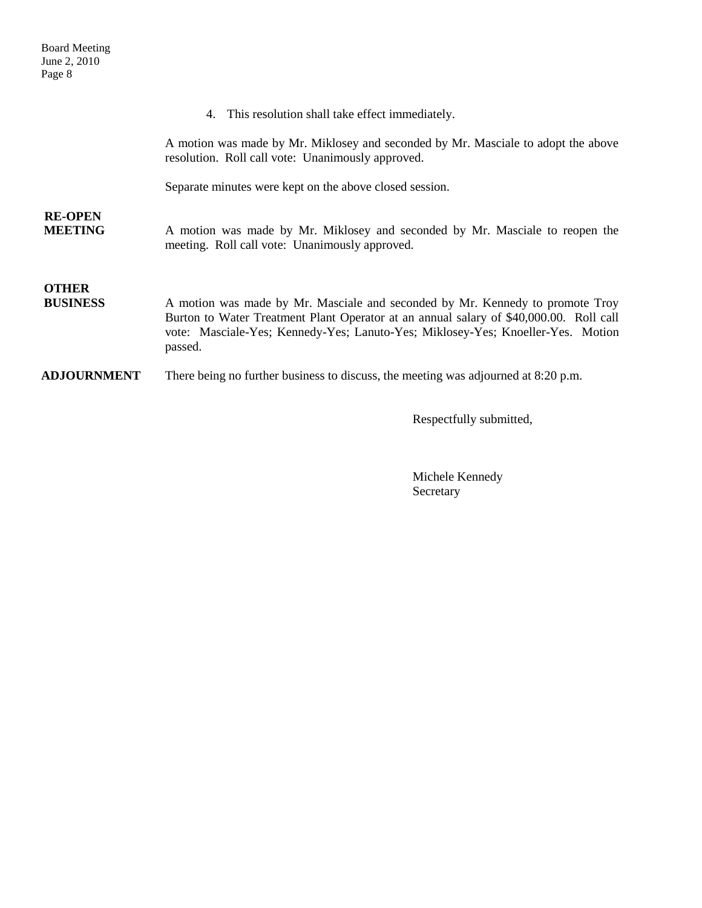4. This resolution shall take effect immediately.

A motion was made by Mr. Miklosey and seconded by Mr. Masciale to adopt the above resolution. Roll call vote: Unanimously approved.

Separate minutes were kept on the above closed session.

**RE-OPEN MEETING**

A motion was made by Mr. Miklosey and seconded by Mr. Masciale to reopen the meeting. Roll call vote: Unanimously approved.

**OTHER BUSINESS**

A motion was made by Mr. Masciale and seconded by Mr. Kennedy to promote Troy Burton to Water Treatment Plant Operator at an annual salary of $40,000.00. Roll call vote: Masciale-Yes; Kennedy-Yes; Lanuto-Yes; Miklosey-Yes; Knoeller-Yes. Motion passed.

**ADJOURNMENT**

There being no further business to discuss, the meeting was adjourned at 8:20 p.m.

Respectfully submitted,

Michele Kennedy
Secretary